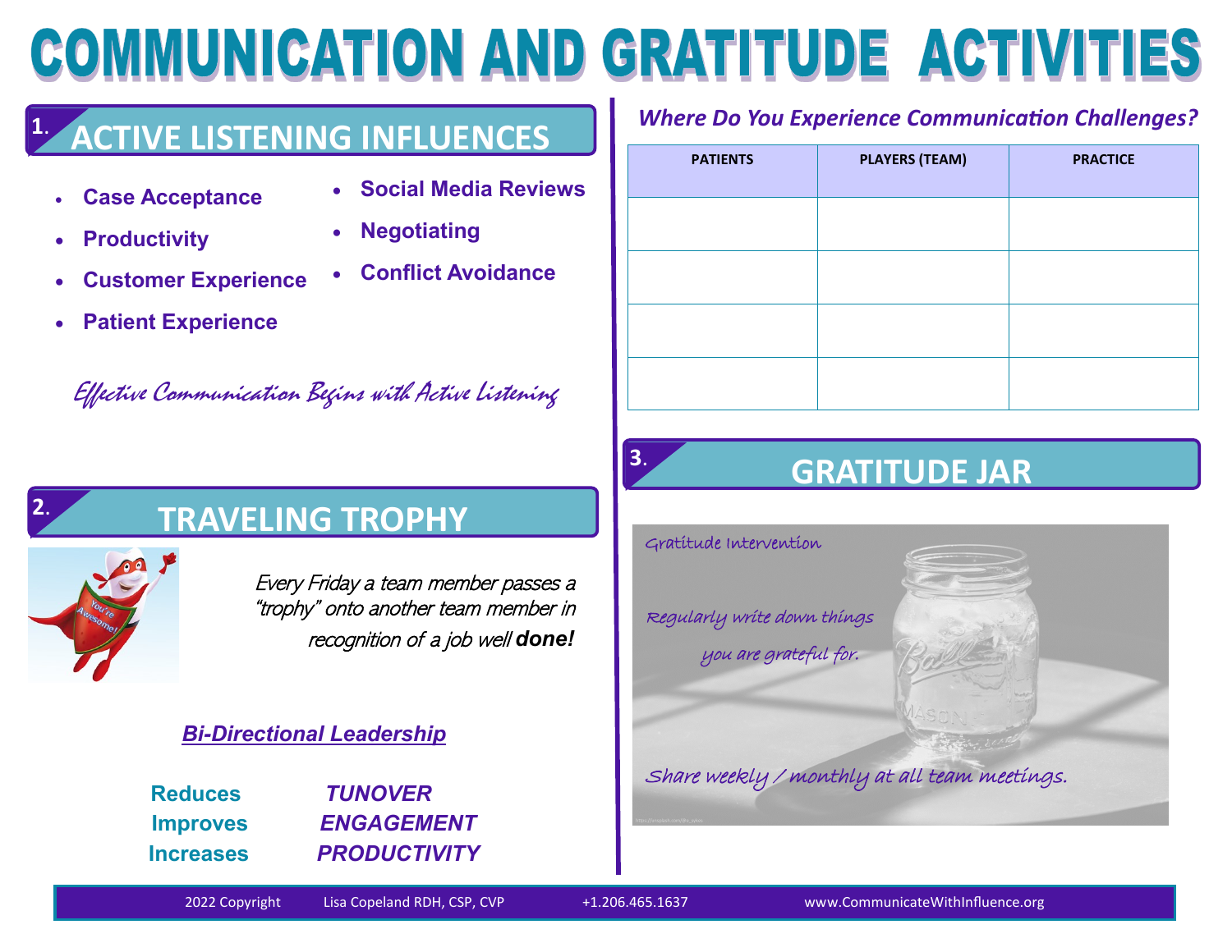# COMMUNICATION AND GRATITUDE ACTIVITIES

## 1. ACTIVE LISTENING INFLUENCES

- **Case Acceptance**
- **Productivity**
- **Customer Experience**
- **Patient Experience**
- **Social Media Reviews**
- **Negotiating**
- **Conflict Avoidance**

*Effective Communication Begins with Active Listening*

***Where Do You Experience Communication Challenges?***

| PATIENTS | PLAYERS (TEAM) | PRACTICE |
|---|---|---|
| | | |
| | | |
| | | |
| | | |

## 2. TRAVELING TROPHY

*Every Friday a team member passes a "trophy" onto another team member in recognition of a job well* ***done!***

***Bi-Directional Leadership***

| | |
|---|---|
| **Reduces** | ***TUNOVER*** |
| **Improves** | ***ENGAGEMENT*** |
| **Increases** | ***PRODUCTIVITY*** |

## 3. GRATITUDE JAR

Gratitude Intervention

Regularly write down things you are grateful for.

Share weekly / monthly at all team meetings.

2022 Copyright Lisa Copeland RDH, CSP, CVP +1.206.465.1637 www.CommunicateWithInfluence.org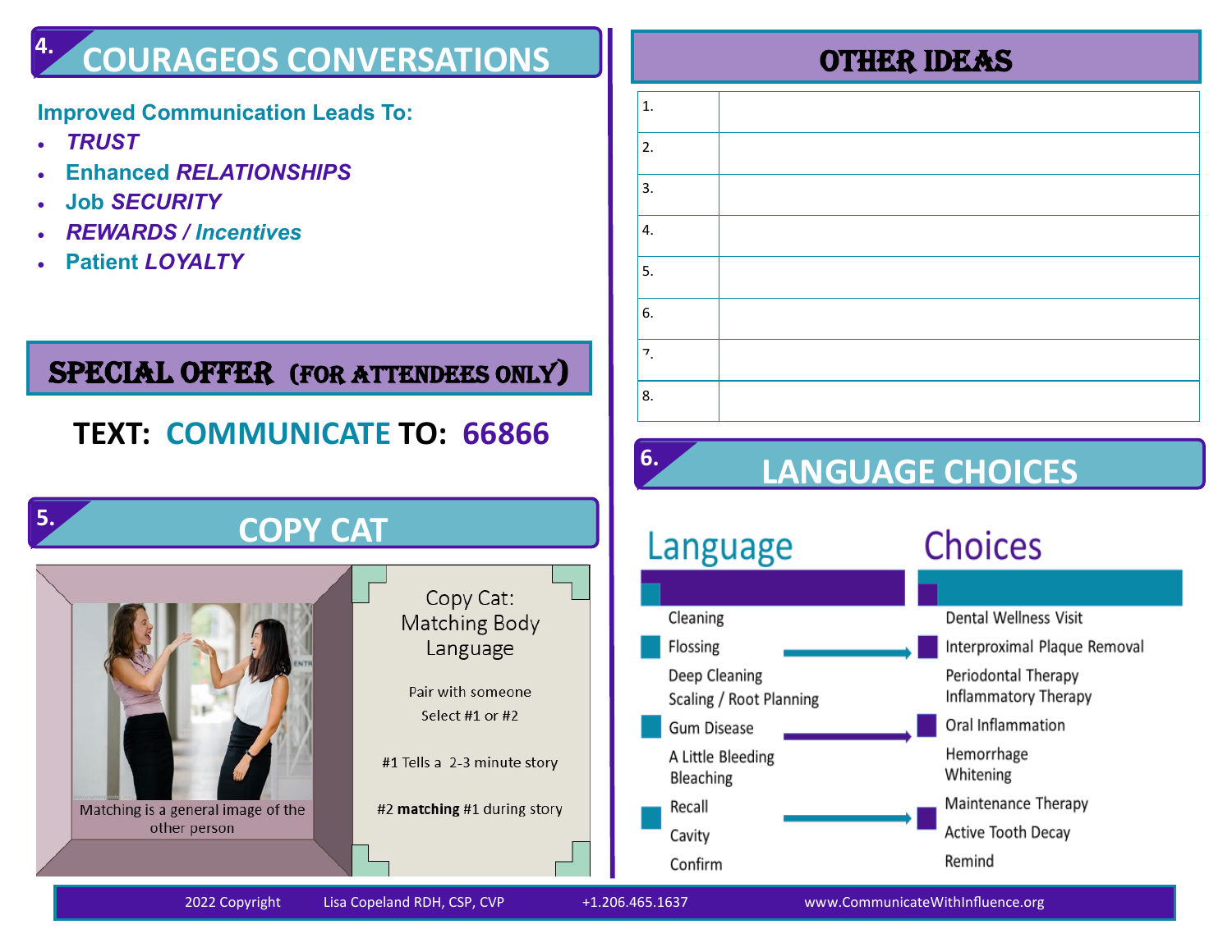## 4. COURAGEOS CONVERSATIONS

**Improved Communication Leads To:**

- ***TRUST***
- **Enhanced *RELATIONSHIPS***
- **Job *SECURITY***
- ***REWARDS / Incentives***
- **Patient *LOYALTY***

## SPECIAL OFFER (FOR ATTENDEES ONLY)

**TEXT: COMMUNICATE TO: 66866**

## 5. COPY CAT

Matching is a general image of the other person

Copy Cat: Matching Body Language

Pair with someone
Select #1 or #2

#1 Tells a 2-3 minute story

#2 **matching** #1 during story

## OTHER IDEAS

| | |
|---|---|
| 1. | |
| 2. | |
| 3. | |
| 4. | |
| 5. | |
| 6. | |
| 7. | |
| 8. | |

## 6. LANGUAGE CHOICES

| Language | Choices |
|---|---|
| Cleaning | Dental Wellness Visit |
| Flossing | Interproximal Plaque Removal |
| Deep Cleaning | Periodontal Therapy |
| Scaling / Root Planning | Inflammatory Therapy |
| Gum Disease | Oral Inflammation |
| A Little Bleeding | Hemorrhage |
| Bleaching | Whitening |
| Recall | Maintenance Therapy |
| Cavity | Active Tooth Decay |
| Confirm | Remind |

2022 Copyright Lisa Copeland RDH, CSP, CVP +1.206.465.1637 www.CommunicateWithInfluence.org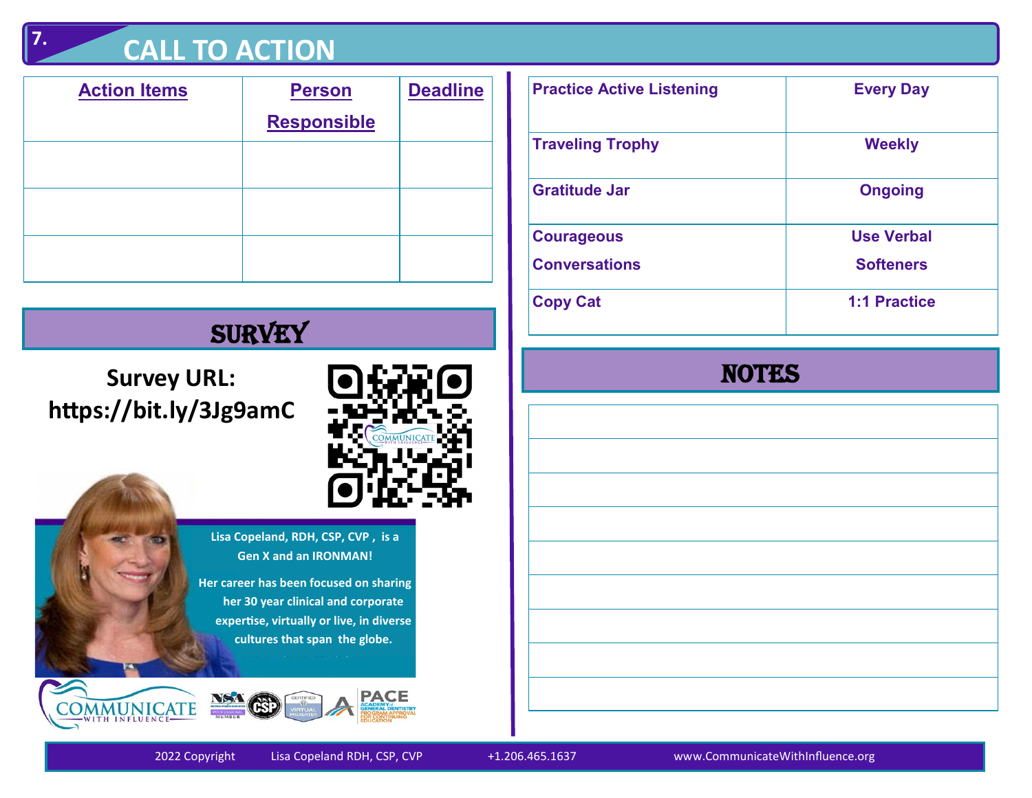## 7. CALL TO ACTION

| Action Items | Person Responsible | Deadline |
|---|---|---|
| | | |
| | | |
| | | |

| | |
|---|---|
| Practice Active Listening | Every Day |
| Traveling Trophy | Weekly |
| Gratitude Jar | Ongoing |
| Courageous Conversations | Use Verbal Softeners |
| Copy Cat | 1:1 Practice |

## SURVEY

**Survey URL: https://bit.ly/3Jg9amC**

Lisa Copeland, RDH, CSP, CVP , is a Gen X and an IRONMAN!

Her career has been focused on sharing her 30 year clinical and corporate expertise, virtually or live, in diverse cultures that span the globe.

## NOTES

2022 Copyright Lisa Copeland RDH, CSP, CVP +1.206.465.1637 www.CommunicateWithInfluence.org